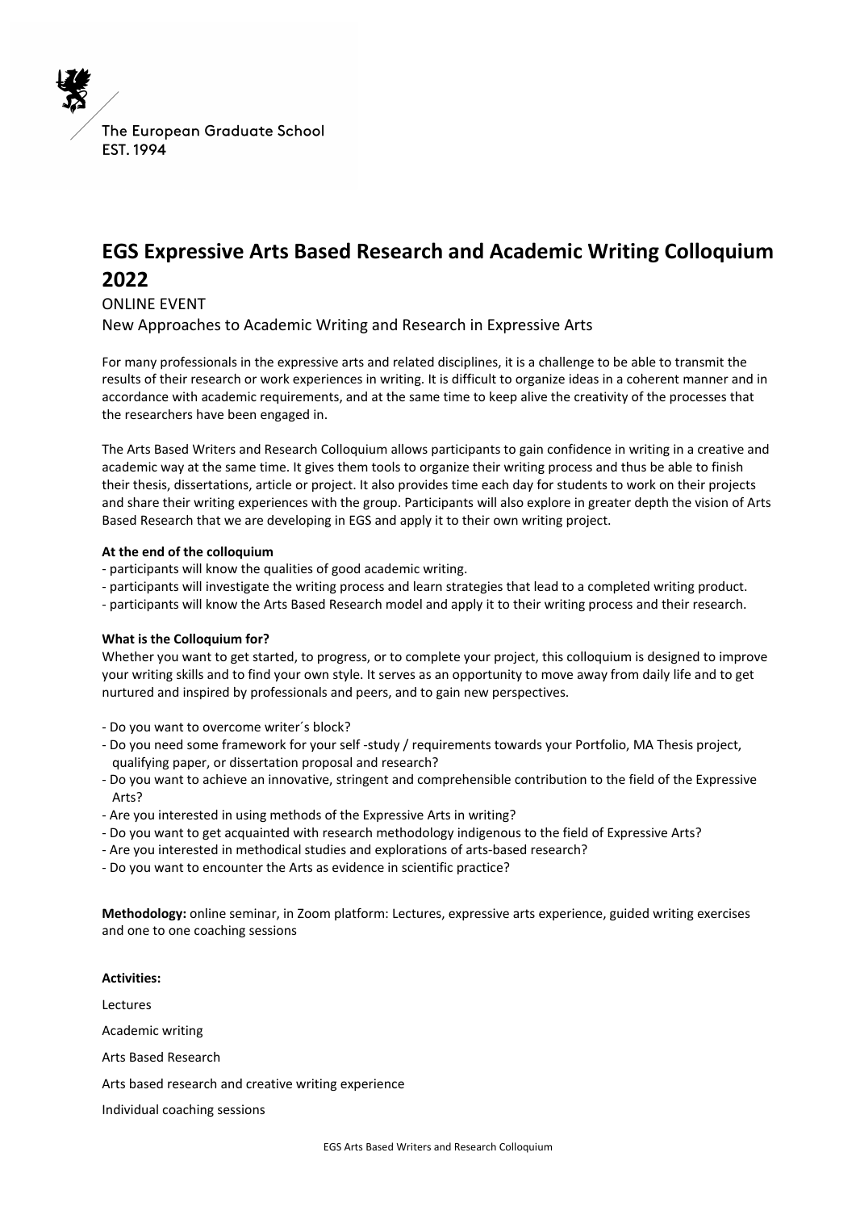The European Graduate School
EST. 1994

# EGS Expressive Arts Based Research and Academic Writing Colloquium 2022

ONLINE EVENT

New Approaches to Academic Writing and Research in Expressive Arts

For many professionals in the expressive arts and related disciplines, it is a challenge to be able to transmit the results of their research or work experiences in writing. It is difficult to organize ideas in a coherent manner and in accordance with academic requirements, and at the same time to keep alive the creativity of the processes that the researchers have been engaged in.

The Arts Based Writers and Research Colloquium allows participants to gain confidence in writing in a creative and academic way at the same time. It gives them tools to organize their writing process and thus be able to finish their thesis, dissertations, article or project. It also provides time each day for students to work on their projects and share their writing experiences with the group. Participants will also explore in greater depth the vision of Arts Based Research that we are developing in EGS and apply it to their own writing project.

**At the end of the colloquium**

- participants will know the qualities of good academic writing.
- participants will investigate the writing process and learn strategies that lead to a completed writing product.
- participants will know the Arts Based Research model and apply it to their writing process and their research.

**What is the Colloquium for?**

Whether you want to get started, to progress, or to complete your project, this colloquium is designed to improve your writing skills and to find your own style. It serves as an opportunity to move away from daily life and to get nurtured and inspired by professionals and peers, and to gain new perspectives.

- Do you want to overcome writer´s block?
- Do you need some framework for your self -study / requirements towards your Portfolio, MA Thesis project, qualifying paper, or dissertation proposal and research?
- Do you want to achieve an innovative, stringent and comprehensible contribution to the field of the Expressive Arts?
- Are you interested in using methods of the Expressive Arts in writing?
- Do you want to get acquainted with research methodology indigenous to the field of Expressive Arts?
- Are you interested in methodical studies and explorations of arts-based research?
- Do you want to encounter the Arts as evidence in scientific practice?

**Methodology:** online seminar, in Zoom platform: Lectures, expressive arts experience, guided writing exercises and one to one coaching sessions

**Activities:**

Lectures

Academic writing

Arts Based Research

Arts based research and creative writing experience

Individual coaching sessions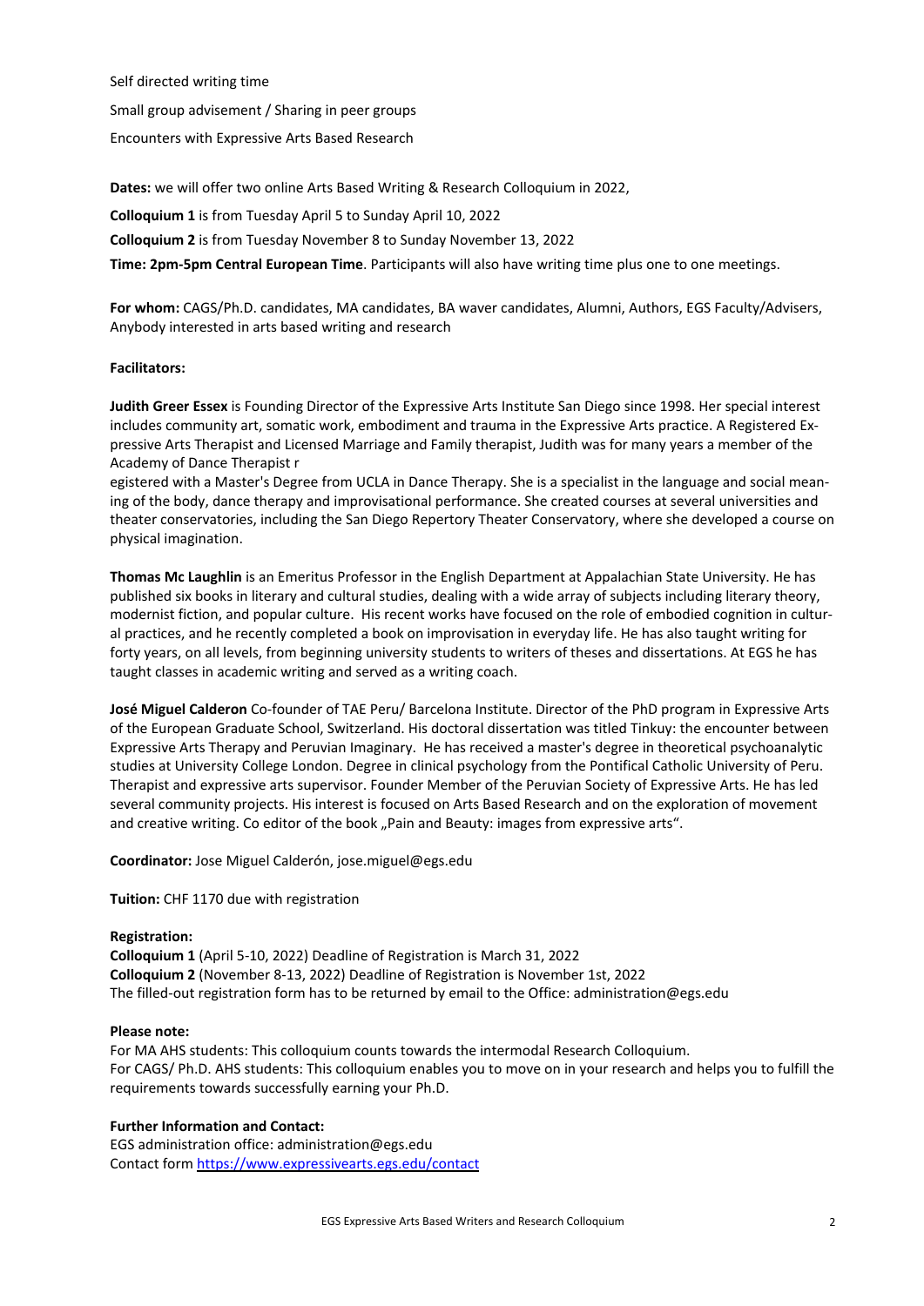Self directed writing time

Small group advisement / Sharing in peer groups

Encounters with Expressive Arts Based Research

**Dates:** we will offer two online Arts Based Writing & Research Colloquium in 2022,

**Colloquium 1** is from Tuesday April 5 to Sunday April 10, 2022

**Colloquium 2** is from Tuesday November 8 to Sunday November 13, 2022

**Time: 2pm-5pm Central European Time**. Participants will also have writing time plus one to one meetings.

**For whom:** CAGS/Ph.D. candidates, MA candidates, BA waver candidates, Alumni, Authors, EGS Faculty/Advisers, Anybody interested in arts based writing and research

**Facilitators:**

**Judith Greer Essex** is Founding Director of the Expressive Arts Institute San Diego since 1998. Her special interest includes community art, somatic work, embodiment and trauma in the Expressive Arts practice. A Registered Expressive Arts Therapist and Licensed Marriage and Family therapist, Judith was for many years a member of the Academy of Dance Therapist r
egistered with a Master's Degree from UCLA in Dance Therapy. She is a specialist in the language and social meaning of the body, dance therapy and improvisational performance. She created courses at several universities and theater conservatories, including the San Diego Repertory Theater Conservatory, where she developed a course on physical imagination.

**Thomas Mc Laughlin** is an Emeritus Professor in the English Department at Appalachian State University. He has published six books in literary and cultural studies, dealing with a wide array of subjects including literary theory, modernist fiction, and popular culture. His recent works have focused on the role of embodied cognition in cultural practices, and he recently completed a book on improvisation in everyday life. He has also taught writing for forty years, on all levels, from beginning university students to writers of theses and dissertations. At EGS he has taught classes in academic writing and served as a writing coach.

**José Miguel Calderon** Co-founder of TAE Peru/ Barcelona Institute. Director of the PhD program in Expressive Arts of the European Graduate School, Switzerland. His doctoral dissertation was titled Tinkuy: the encounter between Expressive Arts Therapy and Peruvian Imaginary. He has received a master's degree in theoretical psychoanalytic studies at University College London. Degree in clinical psychology from the Pontifical Catholic University of Peru. Therapist and expressive arts supervisor. Founder Member of the Peruvian Society of Expressive Arts. He has led several community projects. His interest is focused on Arts Based Research and on the exploration of movement and creative writing. Co editor of the book „Pain and Beauty: images from expressive arts".

**Coordinator:** Jose Miguel Calderón, jose.miguel@egs.edu

**Tuition:** CHF 1170 due with registration

**Registration:**
**Colloquium 1** (April 5-10, 2022) Deadline of Registration is March 31, 2022
**Colloquium 2** (November 8-13, 2022) Deadline of Registration is November 1st, 2022
The filled-out registration form has to be returned by email to the Office: administration@egs.edu

**Please note:**
For MA AHS students: This colloquium counts towards the intermodal Research Colloquium.
For CAGS/ Ph.D. AHS students: This colloquium enables you to move on in your research and helps you to fulfill the requirements towards successfully earning your Ph.D.

**Further Information and Contact:**
EGS administration office: administration@egs.edu
Contact form https://www.expressivearts.egs.edu/contact